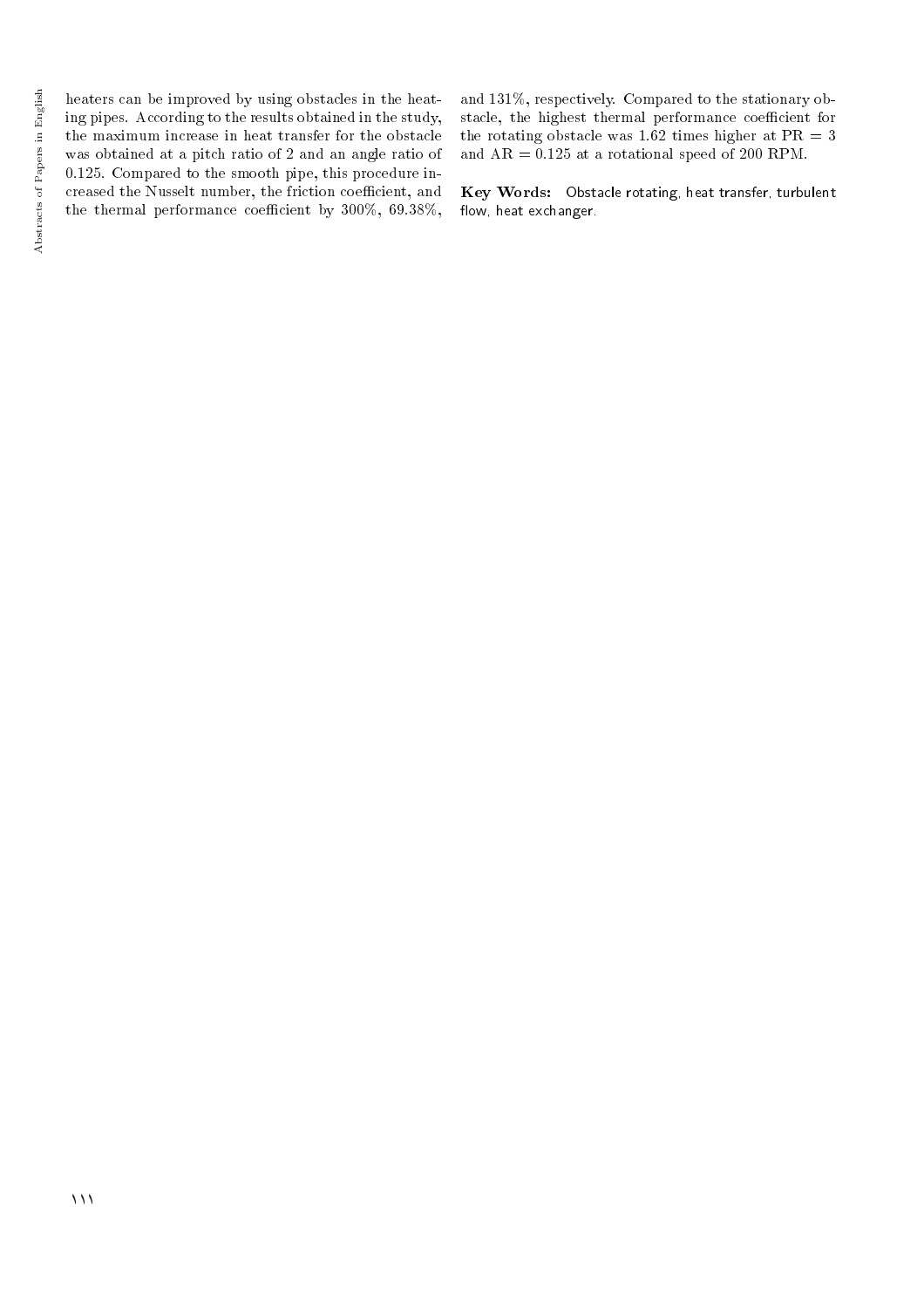heaters can be improved by using obstacles in the heating pipes. According to the results obtained in the study, the maximum increase in heat transfer for the obstacle was obtained at a pitch ratio of 2 and an angle ratio of 0.125. Compared to the smooth pipe, this procedure increased the Nusselt number, the friction coefficient, and the thermal performance coefficient by 300%, 69.38%, and 131%, respectively. Compared to the stationary obstacle, the highest thermal performance coefficient for the rotating obstacle was 1.62 times higher at PR = 3 and AR = 0.125 at a rotational speed of 200 RPM.

**Key Words:** Obstacle rotating, heat transfer, turbulent flow, heat exchanger.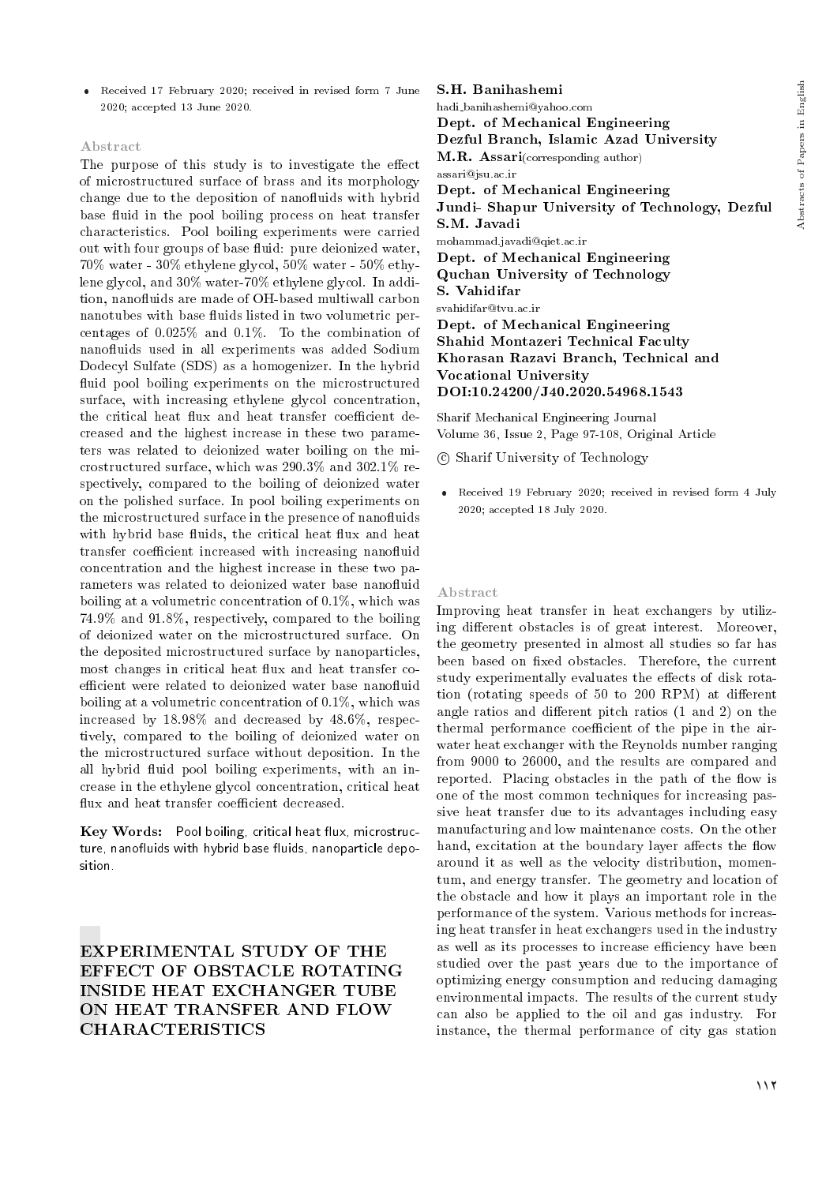- Received 17 February 2020; received in revised form 7 June 2020; accepted 13 June 2020.

### Abstract

The purpose of this study is to investigate the effect of microstructured surface of brass and its morphology change due to the deposition of nanofluids with hybrid base fluid in the pool boiling process on heat transfer characteristics. Pool boiling experiments were carried out with four groups of base fluid: pure deionized water, 70% water - 30% ethylene glycol, 50% water - 50% ethylene glycol, and 30% water-70% ethylene glycol. In addition, nanofluids are made of OH-based multiwall carbon nanotubes with base fluids listed in two volumetric percentages of 0.025% and 0.1%. To the combination of nanofluids used in all experiments was added Sodium Dodecyl Sulfate (SDS) as a homogenizer. In the hybrid fluid pool boiling experiments on the microstructured surface, with increasing ethylene glycol concentration, the critical heat flux and heat transfer coefficient decreased and the highest increase in these two parameters was related to deionized water boiling on the microstructured surface, which was 290.3% and 302.1% respectively, compared to the boiling of deionized water on the polished surface. In pool boiling experiments on the microstructured surface in the presence of nanofluids with hybrid base fluids, the critical heat flux and heat transfer coefficient increased with increasing nanofluid concentration and the highest increase in these two parameters was related to deionized water base nanofluid boiling at a volumetric concentration of 0.1%, which was 74.9% and 91.8%, respectively, compared to the boiling of deionized water on the microstructured surface. On the deposited microstructured surface by nanoparticles, most changes in critical heat flux and heat transfer coefficient were related to deionized water base nanofluid boiling at a volumetric concentration of 0.1%, which was increased by 18.98% and decreased by 48.6%, respectively, compared to the boiling of deionized water on the microstructured surface without deposition. In the all hybrid fluid pool boiling experiments, with an increase in the ethylene glycol concentration, critical heat flux and heat transfer coefficient decreased.

**Key Words:** Pool boiling, critical heat flux, microstructure, nanofluids with hybrid base fluids, nanoparticle deposition.

## EXPERIMENTAL STUDY OF THE EFFECT OF OBSTACLE ROTATING INSIDE HEAT EXCHANGER TUBE ON HEAT TRANSFER AND FLOW CHARACTERISTICS

**S.H. Banihashemi**
hadi_banihashemi@yahoo.com
**Dept. of Mechanical Engineering**
**Dezful Branch, Islamic Azad University**

**M.R. Assari**(corresponding author)
assari@jsu.ac.ir
**Dept. of Mechanical Engineering**
**Jundi- Shapur University of Technology, Dezful**

**S.M. Javadi**
mohammad.javadi@qiet.ac.ir
**Dept. of Mechanical Engineering**
**Quchan University of Technology**

**S. Vahidifar**
svahidifar@tvu.ac.ir
**Dept. of Mechanical Engineering**
**Shahid Montazeri Technical Faculty**
**Khorasan Razavi Branch, Technical and Vocational University**

**DOI:10.24200/J40.2020.54968.1543**

Sharif Mechanical Engineering Journal
Volume 36, Issue 2, Page 97-108, Original Article

© Sharif University of Technology

- Received 19 February 2020; received in revised form 4 July 2020; accepted 18 July 2020.

### Abstract

Improving heat transfer in heat exchangers by utilizing different obstacles is of great interest. Moreover, the geometry presented in almost all studies so far has been based on fixed obstacles. Therefore, the current study experimentally evaluates the effects of disk rotation (rotating speeds of 50 to 200 RPM) at different angle ratios and different pitch ratios (1 and 2) on the thermal performance coefficient of the pipe in the air-water heat exchanger with the Reynolds number ranging from 9000 to 26000, and the results are compared and reported. Placing obstacles in the path of the flow is one of the most common techniques for increasing passive heat transfer due to its advantages including easy manufacturing and low maintenance costs. On the other hand, excitation at the boundary layer affects the flow around it as well as the velocity distribution, momentum, and energy transfer. The geometry and location of the obstacle and how it plays an important role in the performance of the system. Various methods for increasing heat transfer in heat exchangers used in the industry as well as its processes to increase efficiency have been studied over the past years due to the importance of optimizing energy consumption and reducing damaging environmental impacts. The results of the current study can also be applied to the oil and gas industry. For instance, the thermal performance of city gas station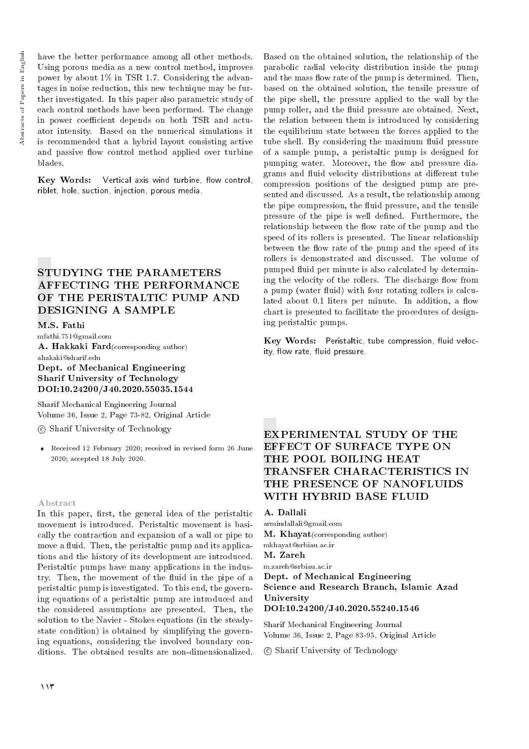have the better performance among all other methods. Using porous media as a new control method, improves power by about 1% in TSR 1.7. Considering the advantages in noise reduction, this new technique may be further investigated. In this paper also parametric study of each control methods have been performed. The change in power coefficient depends on both TSR and actuator intensity. Based on the numerical simulations it is recommended that a hybrid layout consisting active and passive flow control method applied over turbine blades.

**Key Words:** Vertical axis wind turbine, flow control, riblet, hole, suction, injection, porous media.

## STUDYING THE PARAMETERS AFFECTING THE PERFORMANCE OF THE PERISTALTIC PUMP AND DESIGNING A SAMPLE

**M.S. Fathi**
mfathi.751@gmail.com
**A. Hakkaki Fard** (corresponding author)
ahakaki@sharif.edu
**Dept. of Mechanical Engineering**
**Sharif University of Technology**
**DOI:10.24200/J40.2020.55035.1544**

Sharif Mechanical Engineering Journal
Volume 36, Issue 2, Page 73-82, Original Article

© Sharif University of Technology

- Received 12 February 2020; received in revised form 26 June 2020; accepted 18 July 2020.

### Abstract

In this paper, first, the general idea of the peristaltic movement is introduced. Peristaltic movement is basically the contraction and expansion of a wall or pipe to move a fluid. Then, the peristaltic pump and its applications and the history of its development are introduced. Peristaltic pumps have many applications in the industry. Then, the movement of the fluid in the pipe of a peristaltic pump is investigated. To this end, the governing equations of a peristaltic pump are introduced and the considered assumptions are presented. Then, the solution to the Navier - Stokes equations (in the steady-state condition) is obtained by simplifying the governing equations, considering the involved boundary conditions. The obtained results are non-dimensionalized. Based on the obtained solution, the relationship of the parabolic radial velocity distribution inside the pump and the mass flow rate of the pump is determined. Then, based on the obtained solution, the tensile pressure of the pipe shell, the pressure applied to the wall by the pump roller, and the fluid pressure are obtained. Next, the relation between them is introduced by considering the equilibrium state between the forces applied to the tube shell. By considering the maximum fluid pressure of a sample pump, a peristaltic pump is designed for pumping water. Moreover, the flow and pressure diagrams and fluid velocity distributions at different tube compression positions of the designed pump are presented and discussed. As a result, the relationship among the pipe compression, the fluid pressure, and the tensile pressure of the pipe is well defined. Furthermore, the relationship between the flow rate of the pump and the speed of its rollers is presented. The linear relationship between the flow rate of the pump and the speed of its rollers is demonstrated and discussed. The volume of pumped fluid per minute is also calculated by determining the velocity of the rollers. The discharge flow from a pump (water fluid) with four rotating rollers is calculated about 0.1 liters per minute. In addition, a flow chart is presented to facilitate the procedures of designing peristaltic pumps.

**Key Words:** Peristaltic, tube compression, fluid velocity, flow rate, fluid pressure.

## EXPERIMENTAL STUDY OF THE EFFECT OF SURFACE TYPE ON THE POOL BOILING HEAT TRANSFER CHARACTERISTICS IN THE PRESENCE OF NANOFLUIDS WITH HYBRID BASE FLUID

**A. Dallali**
armindallali@gmail.com
**M. Khayat** (corresponding author)
mkhayat@srbiau.ac.ir
**M. Zareh**
m.zareh@srbiau.ac.ir
**Dept. of Mechanical Engineering**
**Science and Research Branch, Islamic Azad University**
**DOI:10.24200/J40.2020.55240.1546**

Sharif Mechanical Engineering Journal
Volume 36, Issue 2, Page 83-95, Original Article

© Sharif University of Technology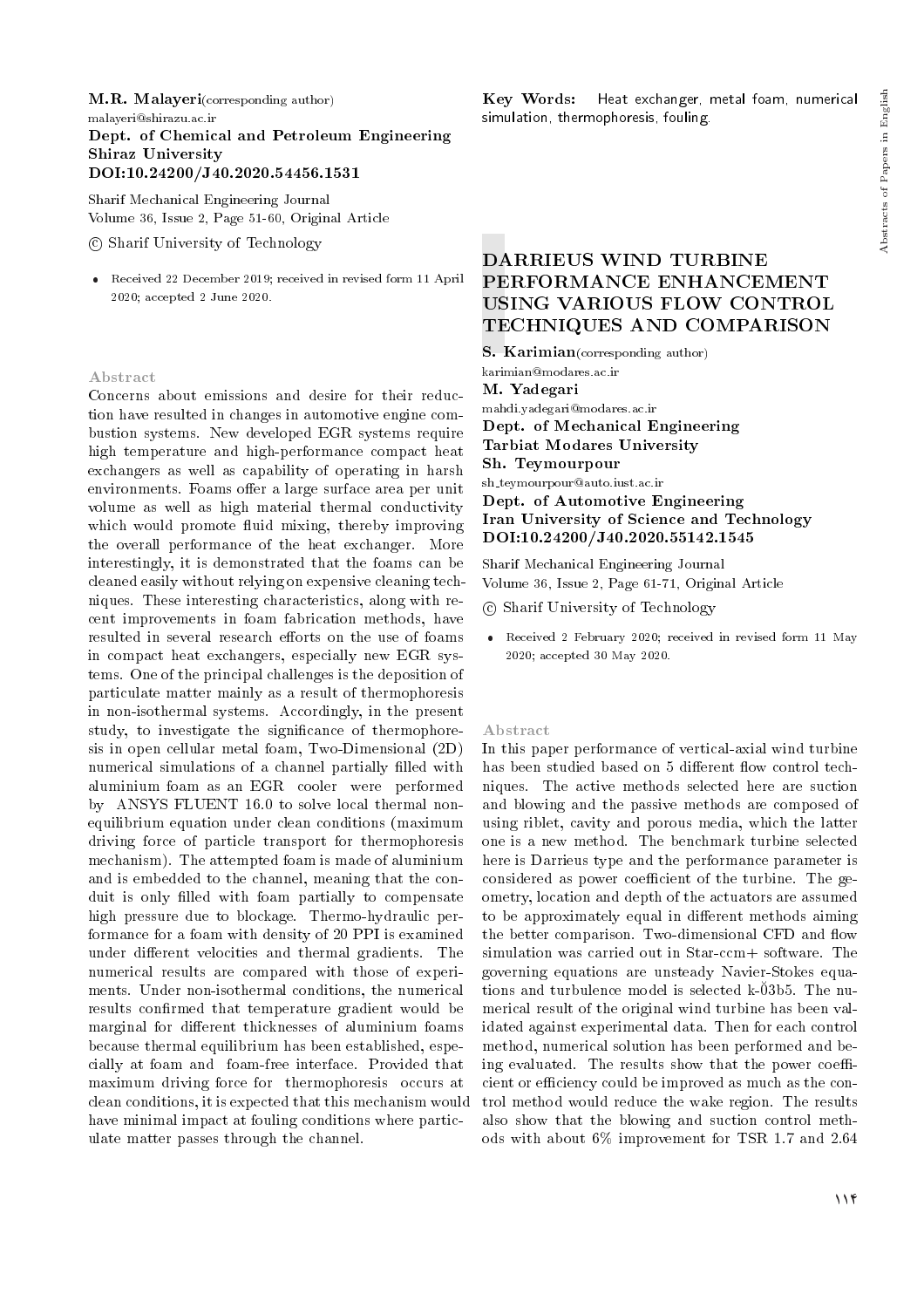**M.R. Malayeri**(corresponding author)
malayeri@shirazu.ac.ir
**Dept. of Chemical and Petroleum Engineering**
**Shiraz University**
**DOI:10.24200/J40.2020.54456.1531**

Sharif Mechanical Engineering Journal
Volume 36, Issue 2, Page 51-60, Original Article

© Sharif University of Technology

- Received 22 December 2019; received in revised form 11 April 2020; accepted 2 June 2020.

### Abstract

Concerns about emissions and desire for their reduction have resulted in changes in automotive engine combustion systems. New developed EGR systems require high temperature and high-performance compact heat exchangers as well as capability of operating in harsh environments. Foams offer a large surface area per unit volume as well as high material thermal conductivity which would promote fluid mixing, thereby improving the overall performance of the heat exchanger. More interestingly, it is demonstrated that the foams can be cleaned easily without relying on expensive cleaning techniques. These interesting characteristics, along with recent improvements in foam fabrication methods, have resulted in several research efforts on the use of foams in compact heat exchangers, especially new EGR systems. One of the principal challenges is the deposition of particulate matter mainly as a result of thermophoresis in non-isothermal systems. Accordingly, in the present study, to investigate the significance of thermophoresis in open cellular metal foam, Two-Dimensional (2D) numerical simulations of a channel partially filled with aluminium foam as an EGR cooler were performed by ANSYS FLUENT 16.0 to solve local thermal non-equilibrium equation under clean conditions (maximum driving force of particle transport for thermophoresis mechanism). The attempted foam is made of aluminium and is embedded to the channel, meaning that the conduit is only filled with foam partially to compensate high pressure due to blockage. Thermo-hydraulic performance for a foam with density of 20 PPI is examined under different velocities and thermal gradients. The numerical results are compared with those of experiments. Under non-isothermal conditions, the numerical results confirmed that temperature gradient would be marginal for different thicknesses of aluminium foams because thermal equilibrium has been established, especially at foam and foam-free interface. Provided that maximum driving force for thermophoresis occurs at clean conditions, it is expected that this mechanism would have minimal impact at fouling conditions where particulate matter passes through the channel.

**Key Words:** Heat exchanger, metal foam, numerical simulation, thermophoresis, fouling.

## DARRIEUS WIND TURBINE PERFORMANCE ENHANCEMENT USING VARIOUS FLOW CONTROL TECHNIQUES AND COMPARISON

**S. Karimian**(corresponding author)
karimian@modares.ac.ir
**M. Yadegari**
mahdi.yadegari@modares.ac.ir
**Dept. of Mechanical Engineering**
**Tarbiat Modares University**
**Sh. Teymourpour**
sh_teymourpour@auto.iust.ac.ir
**Dept. of Automotive Engineering**
**Iran University of Science and Technology**
**DOI:10.24200/J40.2020.55142.1545**

Sharif Mechanical Engineering Journal
Volume 36, Issue 2, Page 61-71, Original Article

© Sharif University of Technology

- Received 2 February 2020; received in revised form 11 May 2020; accepted 30 May 2020.

### Abstract

In this paper performance of vertical-axial wind turbine has been studied based on 5 different flow control techniques. The active methods selected here are suction and blowing and the passive methods are composed of using riblet, cavity and porous media, which the latter one is a new method. The benchmark turbine selected here is Darrieus type and the performance parameter is considered as power coefficient of the turbine. The geometry, location and depth of the actuators are assumed to be approximately equal in different methods aiming the better comparison. Two-dimensional CFD and flow simulation was carried out in Star-ccm+ software. The governing equations are unsteady Navier-Stokes equations and turbulence model is selected k-ω. The numerical result of the original wind turbine has been validated against experimental data. Then for each control method, numerical solution has been performed and being evaluated. The results show that the power coefficient or efficiency could be improved as much as the control method would reduce the wake region. The results also show that the blowing and suction control methods with about 6% improvement for TSR 1.7 and 2.64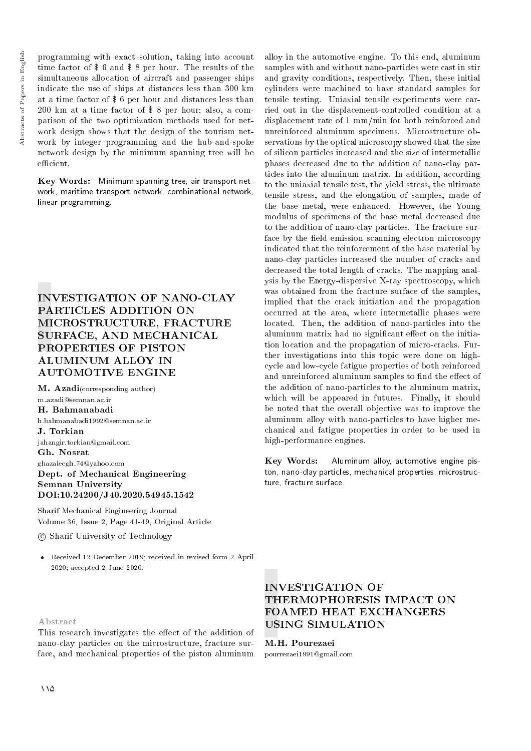programming with exact solution, taking into account time factor of $ 6 and $ 8 per hour. The results of the simultaneous allocation of aircraft and passenger ships indicate the use of ships at distances less than 300 km at a time factor of $ 6 per hour and distances less than 200 km at a time factor of $ 8 per hour; also, a comparison of the two optimization methods used for network design shows that the design of the tourism network by integer programming and the hub-and-spoke network design by the minimum spanning tree will be efficient.

**Key Words:** Minimum spanning tree, air transport network, maritime transport network, combinational network, linear programming.

## INVESTIGATION OF NANO-CLAY PARTICLES ADDITION ON MICROSTRUCTURE, FRACTURE SURFACE, AND MECHANICAL PROPERTIES OF PISTON ALUMINUM ALLOY IN AUTOMOTIVE ENGINE

**M. Azadi**(corresponding author)
m_azadi@semnan.ac.ir
**H. Bahmanabadi**
h.bahmanabadi1992@semnan.ac.ir
**J. Torkian**
jahangir.torkian@gmail.com
**Gh. Nosrat**
ghazaleegh_74@yahoo.com
**Dept. of Mechanical Engineering**
**Semnan University**
**DOI:10.24200/J40.2020.54945.1542**

Sharif Mechanical Engineering Journal
Volume 36, Issue 2, Page 41-49, Original Article

© Sharif University of Technology

- Received 12 December 2019; received in revised form 2 April 2020; accepted 2 June 2020.

### Abstract

This research investigates the effect of the addition of nano-clay particles on the microstructure, fracture surface, and mechanical properties of the piston aluminum alloy in the automotive engine. To this end, aluminum samples with and without nano-particles were cast in stir and gravity conditions, respectively. Then, these initial cylinders were machined to have standard samples for tensile testing. Uniaxial tensile experiments were carried out in the displacement-controlled condition at a displacement rate of 1 mm/min for both reinforced and unreinforced aluminum specimens. Microstructure observations by the optical microscopy showed that the size of silicon particles increased and the size of intermetallic phases decreased due to the addition of nano-clay particles into the aluminum matrix. In addition, according to the uniaxial tensile test, the yield stress, the ultimate tensile stress, and the elongation of samples, made of the base metal, were enhanced. However, the Young modulus of specimens of the base metal decreased due to the addition of nano-clay particles. The fracture surface by the field emission scanning electron microscopy indicated that the reinforcement of the base material by nano-clay particles increased the number of cracks and decreased the total length of cracks. The mapping analysis by the Energy-dispersive X-ray spectroscopy, which was obtained from the fracture surface of the samples, implied that the crack initiation and the propagation occurred at the area, where intermetallic phases were located. Then, the addition of nano-particles into the aluminum matrix had no significant effect on the initiation location and the propagation of micro-cracks. Further investigations into this topic were done on high-cycle and low-cycle fatigue properties of both reinforced and unreinforced aluminum samples to find the effect of the addition of nano-particles to the aluminum matrix, which will be appeared in futures. Finally, it should be noted that the overall objective was to improve the aluminum alloy with nano-particles to have higher mechanical and fatigue properties in order to be used in high-performance engines.

**Key Words:** Aluminum alloy, automotive engine piston, nano-clay particles, mechanical properties, microstructure, fracture surface.

## INVESTIGATION OF THERMOPHORESIS IMPACT ON FOAMED HEAT EXCHANGERS USING SIMULATION

**M.H. Pourezaei**
pourrezaei1991@gmail.com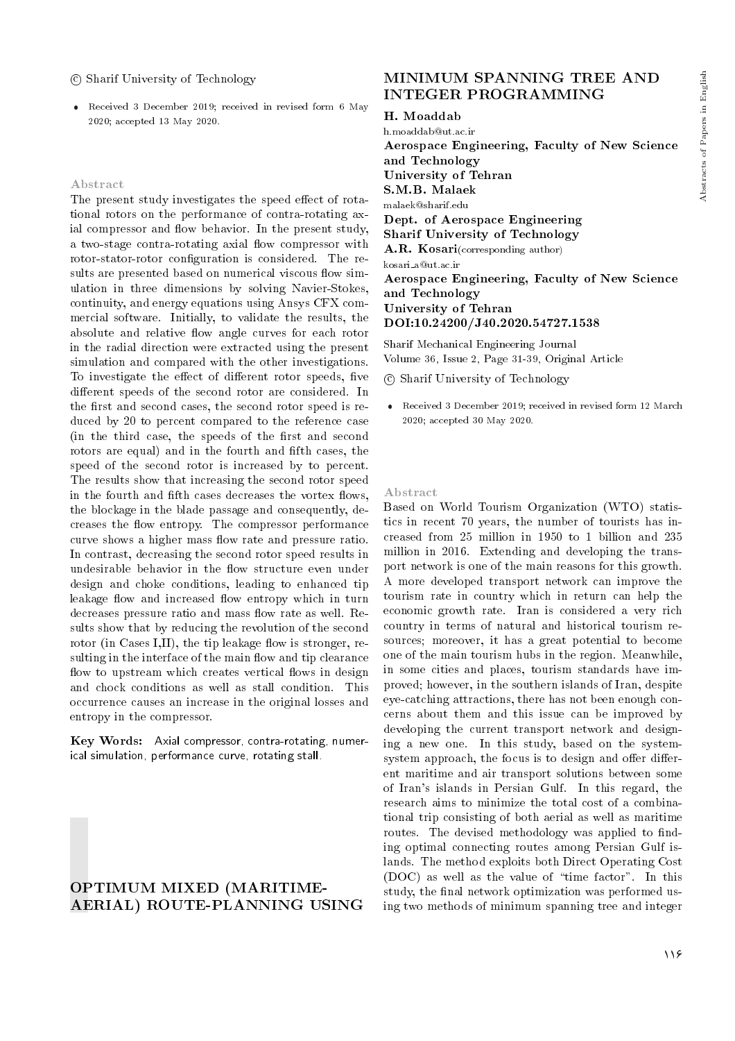© Sharif University of Technology

- Received 3 December 2019; received in revised form 6 May 2020; accepted 13 May 2020.

### Abstract

The present study investigates the speed effect of rotational rotors on the performance of contra-rotating axial compressor and flow behavior. In the present study, a two-stage contra-rotating axial flow compressor with rotor-stator-rotor configuration is considered. The results are presented based on numerical viscous flow simulation in three dimensions by solving Navier-Stokes, continuity, and energy equations using Ansys CFX commercial software. Initially, to validate the results, the absolute and relative flow angle curves for each rotor in the radial direction were extracted using the present simulation and compared with the other investigations. To investigate the effect of different rotor speeds, five different speeds of the second rotor are considered. In the first and second cases, the second rotor speed is reduced by 20 to percent compared to the reference case (in the third case, the speeds of the first and second rotors are equal) and in the fourth and fifth cases, the speed of the second rotor is increased by to percent. The results show that increasing the second rotor speed in the fourth and fifth cases decreases the vortex flows, the blockage in the blade passage and consequently, decreases the flow entropy. The compressor performance curve shows a higher mass flow rate and pressure ratio. In contrast, decreasing the second rotor speed results in undesirable behavior in the flow structure even under design and choke conditions, leading to enhanced tip leakage flow and increased flow entropy which in turn decreases pressure ratio and mass flow rate as well. Results show that by reducing the revolution of the second rotor (in Cases I,II), the tip leakage flow is stronger, resulting in the interface of the main flow and tip clearance flow to upstream which creates vertical flows in design and chock conditions as well as stall condition. This occurrence causes an increase in the original losses and entropy in the compressor.

**Key Words:** Axial compressor, contra-rotating, numerical simulation, performance curve, rotating stall.

## OPTIMUM MIXED (MARITIME-AERIAL) ROUTE-PLANNING USING MINIMUM SPANNING TREE AND INTEGER PROGRAMMING

**H. Moaddab**
h.moaddab@ut.ac.ir
**Aerospace Engineering, Faculty of New Science and Technology**
**University of Tehran**
**S.M.B. Malaek**
malaek@sharif.edu
**Dept. of Aerospace Engineering**
**Sharif University of Technology**
**A.R. Kosari**(corresponding author)
kosari_a@ut.ac.ir
**Aerospace Engineering, Faculty of New Science and Technology**
**University of Tehran**
**DOI:10.24200/J40.2020.54727.1538**

Sharif Mechanical Engineering Journal
Volume 36, Issue 2, Page 31-39, Original Article

© Sharif University of Technology

- Received 3 December 2019; received in revised form 12 March 2020; accepted 30 May 2020.

### Abstract

Based on World Tourism Organization (WTO) statistics in recent 70 years, the number of tourists has increased from 25 million in 1950 to 1 billion and 235 million in 2016. Extending and developing the transport network is one of the main reasons for this growth. A more developed transport network can improve the tourism rate in country which in return can help the economic growth rate. Iran is considered a very rich country in terms of natural and historical tourism resources; moreover, it has a great potential to become one of the main tourism hubs in the region. Meanwhile, in some cities and places, tourism standards have improved; however, in the southern islands of Iran, despite eye-catching attractions, there has not been enough concerns about them and this issue can be improved by developing the current transport network and designing a new one. In this study, based on the system-system approach, the focus is to design and offer different maritime and air transport solutions between some of Iran's islands in Persian Gulf. In this regard, the research aims to minimize the total cost of a combinational trip consisting of both aerial as well as maritime routes. The devised methodology was applied to finding optimal connecting routes among Persian Gulf islands. The method exploits both Direct Operating Cost (DOC) as well as the value of "time factor". In this study, the final network optimization was performed using two methods of minimum spanning tree and integer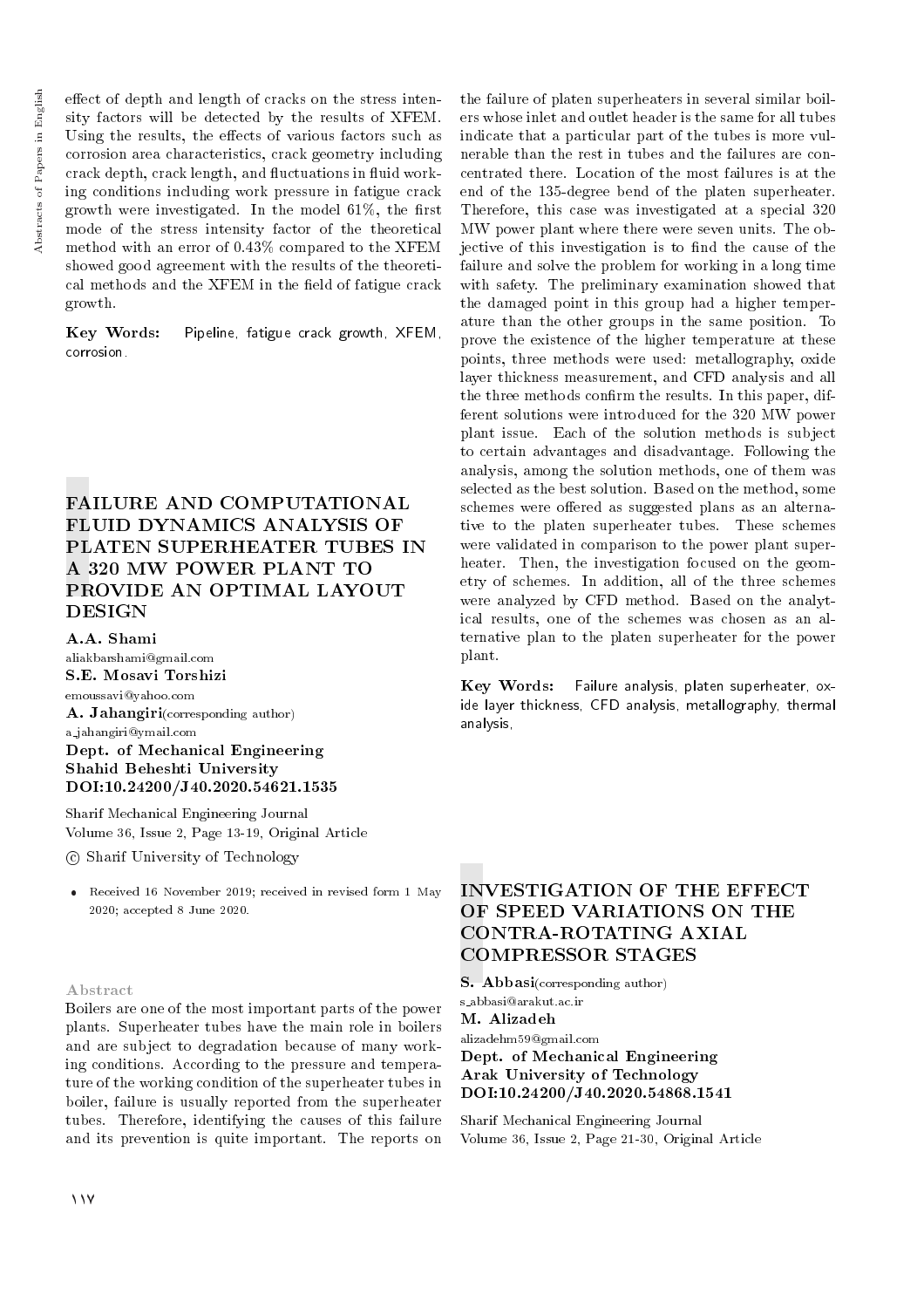effect of depth and length of cracks on the stress intensity factors will be detected by the results of XFEM. Using the results, the effects of various factors such as corrosion area characteristics, crack geometry including crack depth, crack length, and fluctuations in fluid working conditions including work pressure in fatigue crack growth were investigated. In the model 61%, the first mode of the stress intensity factor of the theoretical method with an error of 0.43% compared to the XFEM showed good agreement with the results of the theoretical methods and the XFEM in the field of fatigue crack growth.

**Key Words:** Pipeline, fatigue crack growth, XFEM, corrosion.

## FAILURE AND COMPUTATIONAL FLUID DYNAMICS ANALYSIS OF PLATEN SUPERHEATER TUBES IN A 320 MW POWER PLANT TO PROVIDE AN OPTIMAL LAYOUT DESIGN

**A.A. Shami**
aliakbarshami@gmail.com
**S.E. Mosavi Torshizi**
emoussavi@yahoo.com
**A. Jahangiri**(corresponding author)
a_jahangiri@ymail.com
**Dept. of Mechanical Engineering**
**Shahid Beheshti University**
**DOI:10.24200/J40.2020.54621.1535**

Sharif Mechanical Engineering Journal
Volume 36, Issue 2, Page 13-19, Original Article

© Sharif University of Technology

- Received 16 November 2019; received in revised form 1 May 2020; accepted 8 June 2020.

### Abstract

Boilers are one of the most important parts of the power plants. Superheater tubes have the main role in boilers and are subject to degradation because of many working conditions. According to the pressure and temperature of the working condition of the superheater tubes in boiler, failure is usually reported from the superheater tubes. Therefore, identifying the causes of this failure and its prevention is quite important. The reports on the failure of platen superheaters in several similar boilers whose inlet and outlet header is the same for all tubes indicate that a particular part of the tubes is more vulnerable than the rest in tubes and the failures are concentrated there. Location of the most failures is at the end of the 135-degree bend of the platen superheater. Therefore, this case was investigated at a special 320 MW power plant where there were seven units. The objective of this investigation is to find the cause of the failure and solve the problem for working in a long time with safety. The preliminary examination showed that the damaged point in this group had a higher temperature than the other groups in the same position. To prove the existence of the higher temperature at these points, three methods were used: metallography, oxide layer thickness measurement, and CFD analysis and all the three methods confirm the results. In this paper, different solutions were introduced for the 320 MW power plant issue. Each of the solution methods is subject to certain advantages and disadvantage. Following the analysis, among the solution methods, one of them was selected as the best solution. Based on the method, some schemes were offered as suggested plans as an alternative to the platen superheater tubes. These schemes were validated in comparison to the power plant superheater. Then, the investigation focused on the geometry of schemes. In addition, all of the three schemes were analyzed by CFD method. Based on the analytical results, one of the schemes was chosen as an alternative plan to the platen superheater for the power plant.

**Key Words:** Failure analysis, platen superheater, oxide layer thickness, CFD analysis, metallography, thermal analysis,

## INVESTIGATION OF THE EFFECT OF SPEED VARIATIONS ON THE CONTRA-ROTATING AXIAL COMPRESSOR STAGES

**S. Abbasi**(corresponding author)
s_abbasi@arakut.ac.ir
**M. Alizadeh**
alizadehm59@gmail.com
**Dept. of Mechanical Engineering**
**Arak University of Technology**
**DOI:10.24200/J40.2020.54868.1541**

Sharif Mechanical Engineering Journal
Volume 36, Issue 2, Page 21-30, Original Article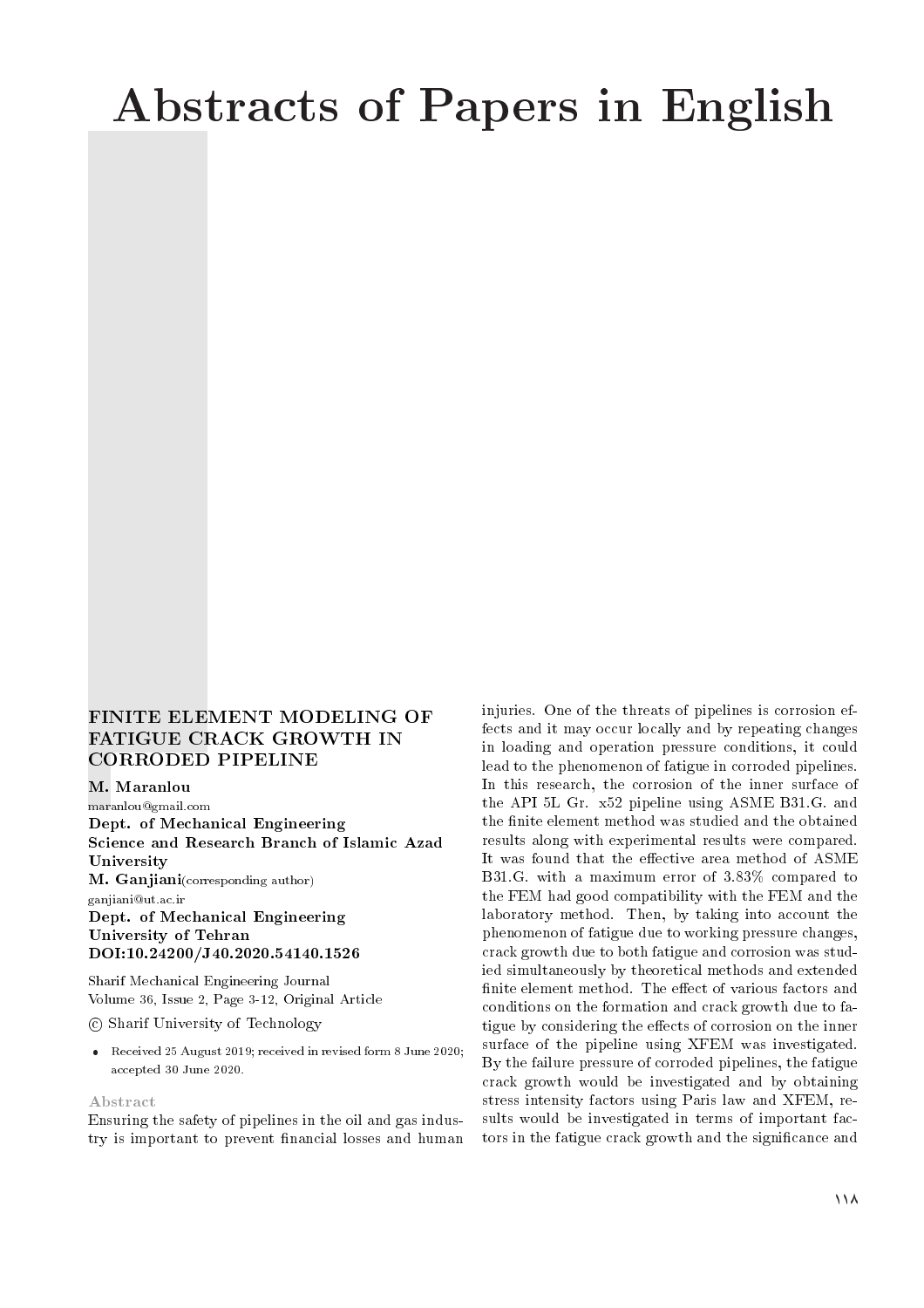# Abstracts of Papers in English

## FINITE ELEMENT MODELING OF FATIGUE CRACK GROWTH IN CORRODED PIPELINE

**M. Maranlou**
maranlou@gmail.com
**Dept. of Mechanical Engineering**
**Science and Research Branch of Islamic Azad University**
**M. Ganjiani**(corresponding author)
ganjiani@ut.ac.ir
**Dept. of Mechanical Engineering**
**University of Tehran**
**DOI:10.24200/J40.2020.54140.1526**

Sharif Mechanical Engineering Journal
Volume 36, Issue 2, Page 3-12, Original Article

© Sharif University of Technology

- Received 25 August 2019; received in revised form 8 June 2020; accepted 30 June 2020.

### Abstract

Ensuring the safety of pipelines in the oil and gas industry is important to prevent financial losses and human injuries. One of the threats of pipelines is corrosion effects and it may occur locally and by repeating changes in loading and operation pressure conditions, it could lead to the phenomenon of fatigue in corroded pipelines. In this research, the corrosion of the inner surface of the API 5L Gr. x52 pipeline using ASME B31.G. and the finite element method was studied and the obtained results along with experimental results were compared. It was found that the effective area method of ASME B31.G. with a maximum error of 3.83% compared to the FEM had good compatibility with the FEM and the laboratory method. Then, by taking into account the phenomenon of fatigue due to working pressure changes, crack growth due to both fatigue and corrosion was studied simultaneously by theoretical methods and extended finite element method. The effect of various factors and conditions on the formation and crack growth due to fatigue by considering the effects of corrosion on the inner surface of the pipeline using XFEM was investigated. By the failure pressure of corroded pipelines, the fatigue crack growth would be investigated and by obtaining stress intensity factors using Paris law and XFEM, results would be investigated in terms of important factors in the fatigue crack growth and the significance and